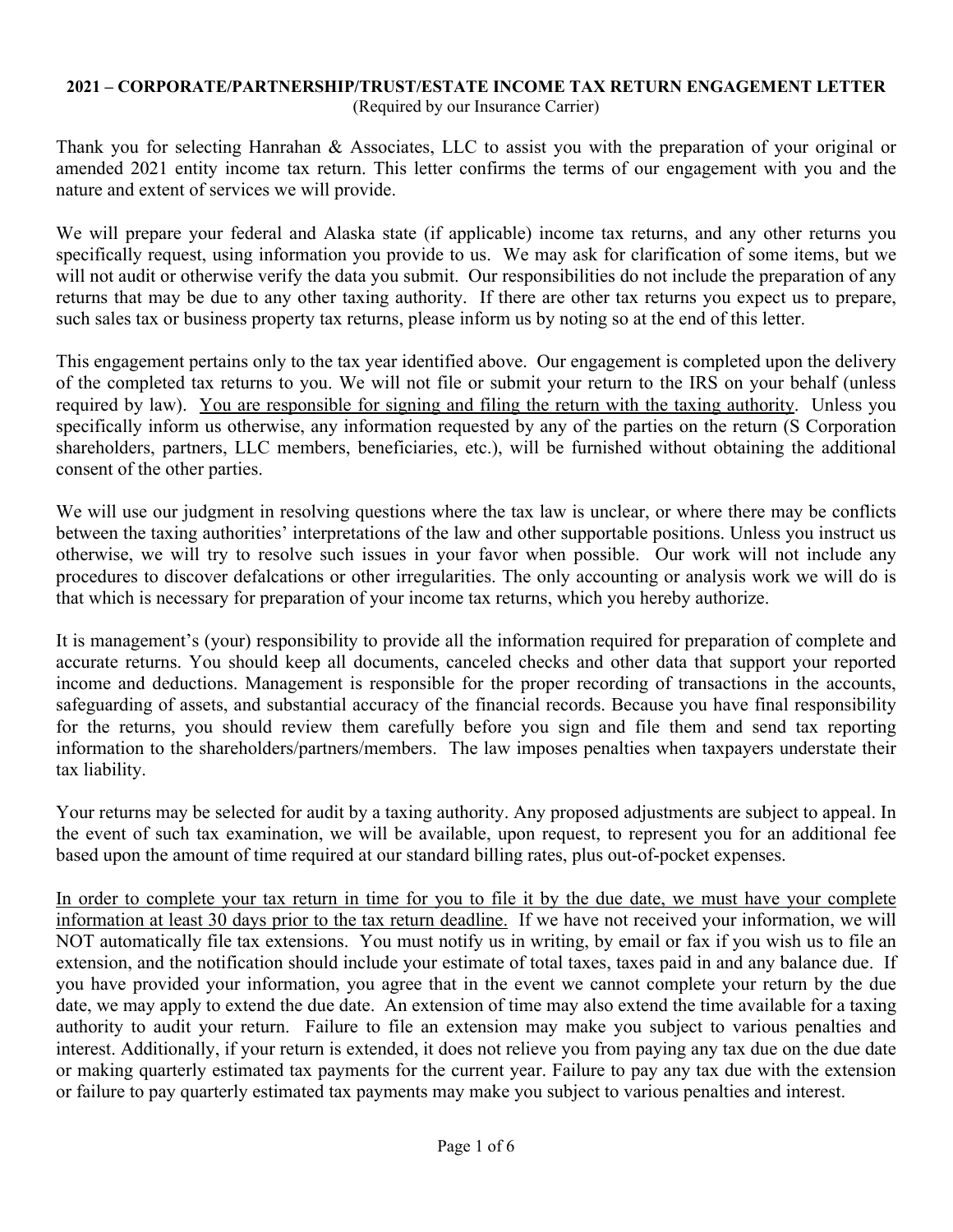**2021 – CORPORATE/PARTNERSHIP/TRUST/ESTATE INCOME TAX RETURN ENGAGEMENT LETTER**
(Required by our Insurance Carrier)

Thank you for selecting Hanrahan & Associates, LLC to assist you with the preparation of your original or amended 2021 entity income tax return. This letter confirms the terms of our engagement with you and the nature and extent of services we will provide.

We will prepare your federal and Alaska state (if applicable) income tax returns, and any other returns you specifically request, using information you provide to us. We may ask for clarification of some items, but we will not audit or otherwise verify the data you submit. Our responsibilities do not include the preparation of any returns that may be due to any other taxing authority. If there are other tax returns you expect us to prepare, such sales tax or business property tax returns, please inform us by noting so at the end of this letter.

This engagement pertains only to the tax year identified above. Our engagement is completed upon the delivery of the completed tax returns to you. We will not file or submit your return to the IRS on your behalf (unless required by law). <u>You are responsible for signing and filing the return with the taxing authority</u>. Unless you specifically inform us otherwise, any information requested by any of the parties on the return (S Corporation shareholders, partners, LLC members, beneficiaries, etc.), will be furnished without obtaining the additional consent of the other parties.

We will use our judgment in resolving questions where the tax law is unclear, or where there may be conflicts between the taxing authorities' interpretations of the law and other supportable positions. Unless you instruct us otherwise, we will try to resolve such issues in your favor when possible. Our work will not include any procedures to discover defalcations or other irregularities. The only accounting or analysis work we will do is that which is necessary for preparation of your income tax returns, which you hereby authorize.

It is management's (your) responsibility to provide all the information required for preparation of complete and accurate returns. You should keep all documents, canceled checks and other data that support your reported income and deductions. Management is responsible for the proper recording of transactions in the accounts, safeguarding of assets, and substantial accuracy of the financial records. Because you have final responsibility for the returns, you should review them carefully before you sign and file them and send tax reporting information to the shareholders/partners/members. The law imposes penalties when taxpayers understate their tax liability.

Your returns may be selected for audit by a taxing authority. Any proposed adjustments are subject to appeal. In the event of such tax examination, we will be available, upon request, to represent you for an additional fee based upon the amount of time required at our standard billing rates, plus out-of-pocket expenses.

<u>In order to complete your tax return in time for you to file it by the due date, we must have your complete information at least 30 days prior to the tax return deadline.</u> If we have not received your information, we will NOT automatically file tax extensions. You must notify us in writing, by email or fax if you wish us to file an extension, and the notification should include your estimate of total taxes, taxes paid in and any balance due. If you have provided your information, you agree that in the event we cannot complete your return by the due date, we may apply to extend the due date. An extension of time may also extend the time available for a taxing authority to audit your return. Failure to file an extension may make you subject to various penalties and interest. Additionally, if your return is extended, it does not relieve you from paying any tax due on the due date or making quarterly estimated tax payments for the current year. Failure to pay any tax due with the extension or failure to pay quarterly estimated tax payments may make you subject to various penalties and interest.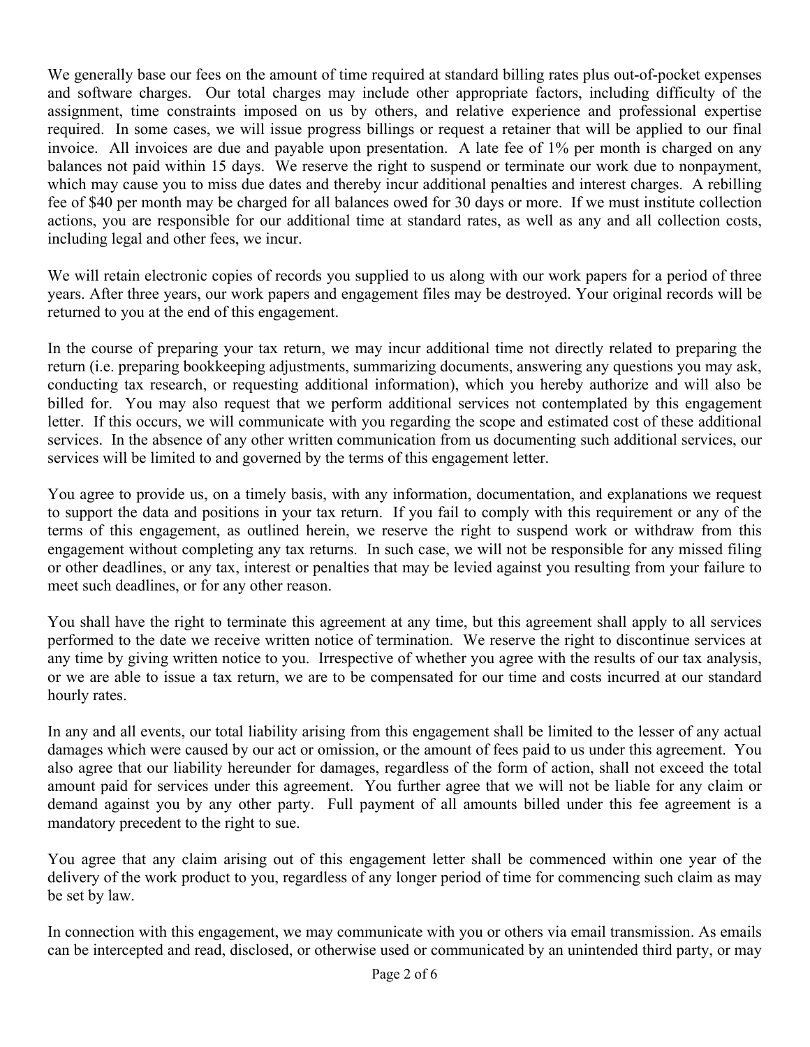We generally base our fees on the amount of time required at standard billing rates plus out-of-pocket expenses and software charges. Our total charges may include other appropriate factors, including difficulty of the assignment, time constraints imposed on us by others, and relative experience and professional expertise required. In some cases, we will issue progress billings or request a retainer that will be applied to our final invoice. All invoices are due and payable upon presentation. A late fee of 1% per month is charged on any balances not paid within 15 days. We reserve the right to suspend or terminate our work due to nonpayment, which may cause you to miss due dates and thereby incur additional penalties and interest charges. A rebilling fee of $40 per month may be charged for all balances owed for 30 days or more. If we must institute collection actions, you are responsible for our additional time at standard rates, as well as any and all collection costs, including legal and other fees, we incur.

We will retain electronic copies of records you supplied to us along with our work papers for a period of three years. After three years, our work papers and engagement files may be destroyed. Your original records will be returned to you at the end of this engagement.

In the course of preparing your tax return, we may incur additional time not directly related to preparing the return (i.e. preparing bookkeeping adjustments, summarizing documents, answering any questions you may ask, conducting tax research, or requesting additional information), which you hereby authorize and will also be billed for. You may also request that we perform additional services not contemplated by this engagement letter. If this occurs, we will communicate with you regarding the scope and estimated cost of these additional services. In the absence of any other written communication from us documenting such additional services, our services will be limited to and governed by the terms of this engagement letter.

You agree to provide us, on a timely basis, with any information, documentation, and explanations we request to support the data and positions in your tax return. If you fail to comply with this requirement or any of the terms of this engagement, as outlined herein, we reserve the right to suspend work or withdraw from this engagement without completing any tax returns. In such case, we will not be responsible for any missed filing or other deadlines, or any tax, interest or penalties that may be levied against you resulting from your failure to meet such deadlines, or for any other reason.

You shall have the right to terminate this agreement at any time, but this agreement shall apply to all services performed to the date we receive written notice of termination. We reserve the right to discontinue services at any time by giving written notice to you. Irrespective of whether you agree with the results of our tax analysis, or we are able to issue a tax return, we are to be compensated for our time and costs incurred at our standard hourly rates.

In any and all events, our total liability arising from this engagement shall be limited to the lesser of any actual damages which were caused by our act or omission, or the amount of fees paid to us under this agreement. You also agree that our liability hereunder for damages, regardless of the form of action, shall not exceed the total amount paid for services under this agreement. You further agree that we will not be liable for any claim or demand against you by any other party. Full payment of all amounts billed under this fee agreement is a mandatory precedent to the right to sue.

You agree that any claim arising out of this engagement letter shall be commenced within one year of the delivery of the work product to you, regardless of any longer period of time for commencing such claim as may be set by law.

In connection with this engagement, we may communicate with you or others via email transmission. As emails can be intercepted and read, disclosed, or otherwise used or communicated by an unintended third party, or may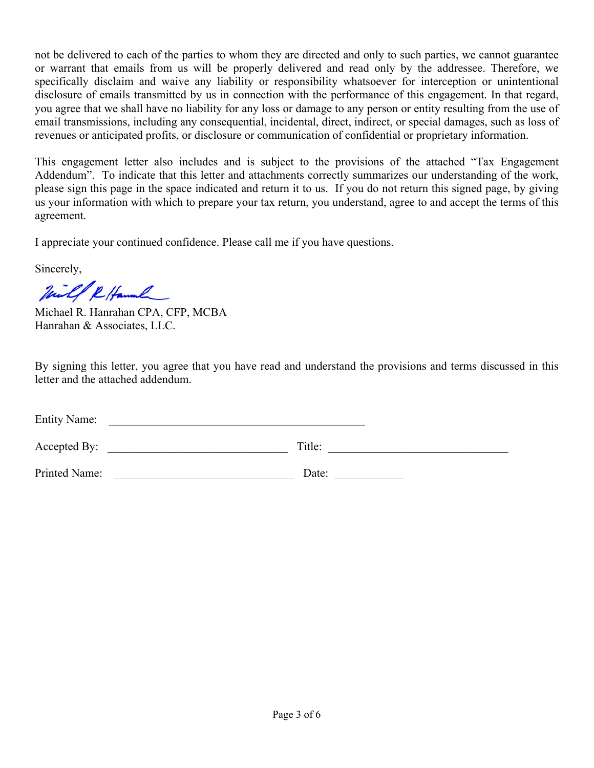not be delivered to each of the parties to whom they are directed and only to such parties, we cannot guarantee or warrant that emails from us will be properly delivered and read only by the addressee. Therefore, we specifically disclaim and waive any liability or responsibility whatsoever for interception or unintentional disclosure of emails transmitted by us in connection with the performance of this engagement. In that regard, you agree that we shall have no liability for any loss or damage to any person or entity resulting from the use of email transmissions, including any consequential, incidental, direct, indirect, or special damages, such as loss of revenues or anticipated profits, or disclosure or communication of confidential or proprietary information.

This engagement letter also includes and is subject to the provisions of the attached "Tax Engagement Addendum". To indicate that this letter and attachments correctly summarizes our understanding of the work, please sign this page in the space indicated and return it to us. If you do not return this signed page, by giving us your information with which to prepare your tax return, you understand, agree to and accept the terms of this agreement.

I appreciate your continued confidence. Please call me if you have questions.

Sincerely,

Michael R. Hanrahan CPA, CFP, MCBA
Hanrahan & Associates, LLC.

By signing this letter, you agree that you have read and understand the provisions and terms discussed in this letter and the attached addendum.

Entity Name: \_\_\_\_\_\_\_\_\_\_\_\_\_\_\_\_\_\_\_\_\_\_\_\_\_\_\_\_\_\_\_\_\_\_\_\_\_\_\_\_\_\_\_\_

Accepted By: \_\_\_\_\_\_\_\_\_\_\_\_\_\_\_\_\_\_\_\_\_\_\_\_\_\_\_\_\_\_ Title: \_\_\_\_\_\_\_\_\_\_\_\_\_\_\_\_\_\_\_\_\_\_\_\_\_\_\_\_\_\_

Printed Name: \_\_\_\_\_\_\_\_\_\_\_\_\_\_\_\_\_\_\_\_\_\_\_\_\_\_\_\_\_\_ Date: \_\_\_\_\_\_\_\_\_\_\_\_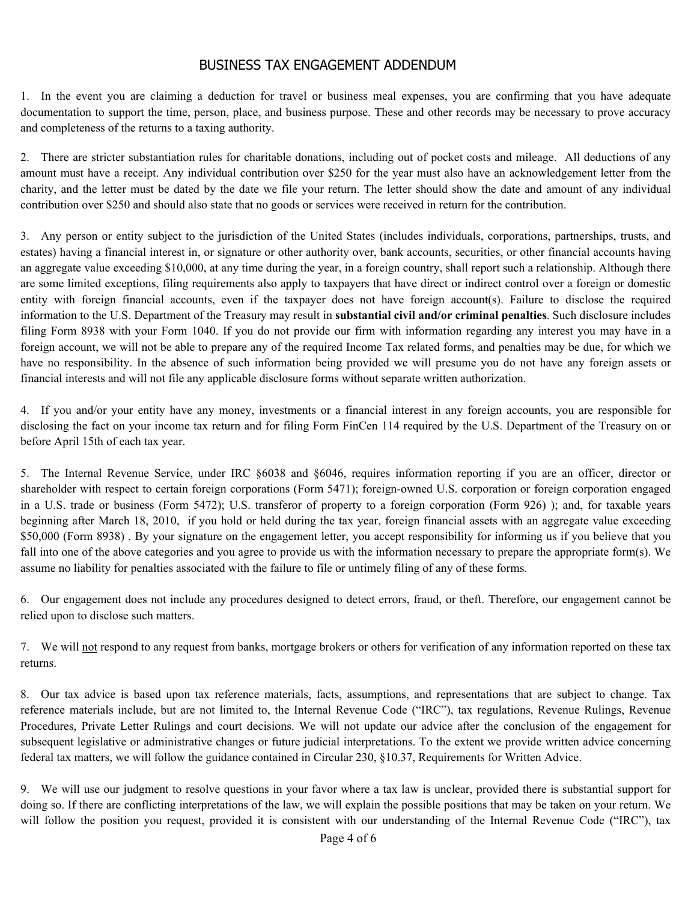# BUSINESS TAX ENGAGEMENT ADDENDUM

1. In the event you are claiming a deduction for travel or business meal expenses, you are confirming that you have adequate documentation to support the time, person, place, and business purpose. These and other records may be necessary to prove accuracy and completeness of the returns to a taxing authority.

2. There are stricter substantiation rules for charitable donations, including out of pocket costs and mileage. All deductions of any amount must have a receipt. Any individual contribution over $250 for the year must also have an acknowledgement letter from the charity, and the letter must be dated by the date we file your return. The letter should show the date and amount of any individual contribution over $250 and should also state that no goods or services were received in return for the contribution.

3. Any person or entity subject to the jurisdiction of the United States (includes individuals, corporations, partnerships, trusts, and estates) having a financial interest in, or signature or other authority over, bank accounts, securities, or other financial accounts having an aggregate value exceeding $10,000, at any time during the year, in a foreign country, shall report such a relationship. Although there are some limited exceptions, filing requirements also apply to taxpayers that have direct or indirect control over a foreign or domestic entity with foreign financial accounts, even if the taxpayer does not have foreign account(s). Failure to disclose the required information to the U.S. Department of the Treasury may result in **substantial civil and/or criminal penalties**. Such disclosure includes filing Form 8938 with your Form 1040. If you do not provide our firm with information regarding any interest you may have in a foreign account, we will not be able to prepare any of the required Income Tax related forms, and penalties may be due, for which we have no responsibility. In the absence of such information being provided we will presume you do not have any foreign assets or financial interests and will not file any applicable disclosure forms without separate written authorization.

4. If you and/or your entity have any money, investments or a financial interest in any foreign accounts, you are responsible for disclosing the fact on your income tax return and for filing Form FinCen 114 required by the U.S. Department of the Treasury on or before April 15th of each tax year.

5. The Internal Revenue Service, under IRC §6038 and §6046, requires information reporting if you are an officer, director or shareholder with respect to certain foreign corporations (Form 5471); foreign-owned U.S. corporation or foreign corporation engaged in a U.S. trade or business (Form 5472); U.S. transferor of property to a foreign corporation (Form 926) ); and, for taxable years beginning after March 18, 2010, if you hold or held during the tax year, foreign financial assets with an aggregate value exceeding $50,000 (Form 8938) . By your signature on the engagement letter, you accept responsibility for informing us if you believe that you fall into one of the above categories and you agree to provide us with the information necessary to prepare the appropriate form(s). We assume no liability for penalties associated with the failure to file or untimely filing of any of these forms.

6. Our engagement does not include any procedures designed to detect errors, fraud, or theft. Therefore, our engagement cannot be relied upon to disclose such matters.

7. We will <u>not</u> respond to any request from banks, mortgage brokers or others for verification of any information reported on these tax returns.

8. Our tax advice is based upon tax reference materials, facts, assumptions, and representations that are subject to change. Tax reference materials include, but are not limited to, the Internal Revenue Code ("IRC"), tax regulations, Revenue Rulings, Revenue Procedures, Private Letter Rulings and court decisions. We will not update our advice after the conclusion of the engagement for subsequent legislative or administrative changes or future judicial interpretations. To the extent we provide written advice concerning federal tax matters, we will follow the guidance contained in Circular 230, §10.37, Requirements for Written Advice.

9. We will use our judgment to resolve questions in your favor where a tax law is unclear, provided there is substantial support for doing so. If there are conflicting interpretations of the law, we will explain the possible positions that may be taken on your return. We will follow the position you request, provided it is consistent with our understanding of the Internal Revenue Code ("IRC"), tax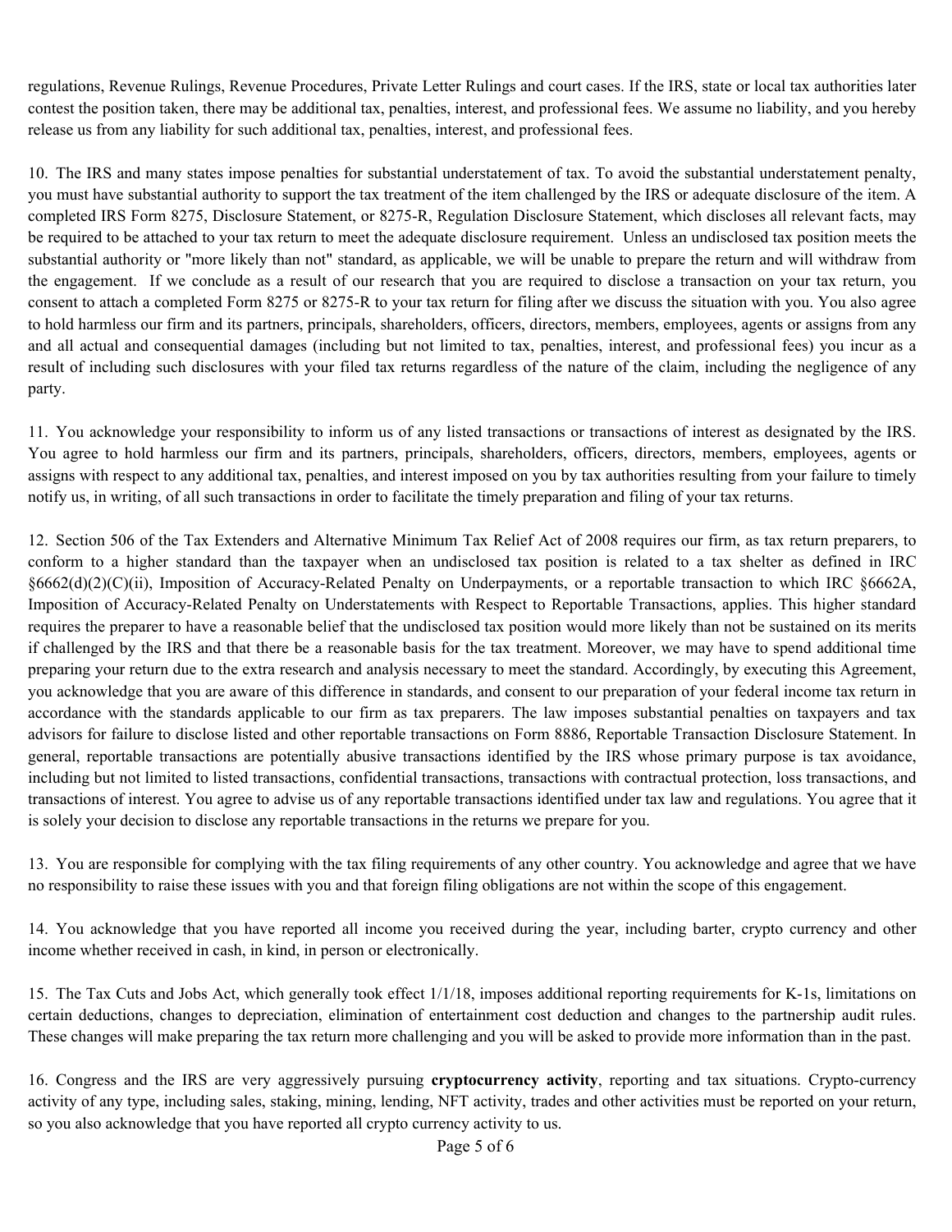regulations, Revenue Rulings, Revenue Procedures, Private Letter Rulings and court cases. If the IRS, state or local tax authorities later contest the position taken, there may be additional tax, penalties, interest, and professional fees. We assume no liability, and you hereby release us from any liability for such additional tax, penalties, interest, and professional fees.

10. The IRS and many states impose penalties for substantial understatement of tax. To avoid the substantial understatement penalty, you must have substantial authority to support the tax treatment of the item challenged by the IRS or adequate disclosure of the item. A completed IRS Form 8275, Disclosure Statement, or 8275-R, Regulation Disclosure Statement, which discloses all relevant facts, may be required to be attached to your tax return to meet the adequate disclosure requirement. Unless an undisclosed tax position meets the substantial authority or "more likely than not" standard, as applicable, we will be unable to prepare the return and will withdraw from the engagement. If we conclude as a result of our research that you are required to disclose a transaction on your tax return, you consent to attach a completed Form 8275 or 8275-R to your tax return for filing after we discuss the situation with you. You also agree to hold harmless our firm and its partners, principals, shareholders, officers, directors, members, employees, agents or assigns from any and all actual and consequential damages (including but not limited to tax, penalties, interest, and professional fees) you incur as a result of including such disclosures with your filed tax returns regardless of the nature of the claim, including the negligence of any party.

11. You acknowledge your responsibility to inform us of any listed transactions or transactions of interest as designated by the IRS. You agree to hold harmless our firm and its partners, principals, shareholders, officers, directors, members, employees, agents or assigns with respect to any additional tax, penalties, and interest imposed on you by tax authorities resulting from your failure to timely notify us, in writing, of all such transactions in order to facilitate the timely preparation and filing of your tax returns.

12. Section 506 of the Tax Extenders and Alternative Minimum Tax Relief Act of 2008 requires our firm, as tax return preparers, to conform to a higher standard than the taxpayer when an undisclosed tax position is related to a tax shelter as defined in IRC §6662(d)(2)(C)(ii), Imposition of Accuracy-Related Penalty on Underpayments, or a reportable transaction to which IRC §6662A, Imposition of Accuracy-Related Penalty on Understatements with Respect to Reportable Transactions, applies. This higher standard requires the preparer to have a reasonable belief that the undisclosed tax position would more likely than not be sustained on its merits if challenged by the IRS and that there be a reasonable basis for the tax treatment. Moreover, we may have to spend additional time preparing your return due to the extra research and analysis necessary to meet the standard. Accordingly, by executing this Agreement, you acknowledge that you are aware of this difference in standards, and consent to our preparation of your federal income tax return in accordance with the standards applicable to our firm as tax preparers. The law imposes substantial penalties on taxpayers and tax advisors for failure to disclose listed and other reportable transactions on Form 8886, Reportable Transaction Disclosure Statement. In general, reportable transactions are potentially abusive transactions identified by the IRS whose primary purpose is tax avoidance, including but not limited to listed transactions, confidential transactions, transactions with contractual protection, loss transactions, and transactions of interest. You agree to advise us of any reportable transactions identified under tax law and regulations. You agree that it is solely your decision to disclose any reportable transactions in the returns we prepare for you.

13. You are responsible for complying with the tax filing requirements of any other country. You acknowledge and agree that we have no responsibility to raise these issues with you and that foreign filing obligations are not within the scope of this engagement.

14. You acknowledge that you have reported all income you received during the year, including barter, crypto currency and other income whether received in cash, in kind, in person or electronically.

15. The Tax Cuts and Jobs Act, which generally took effect 1/1/18, imposes additional reporting requirements for K-1s, limitations on certain deductions, changes to depreciation, elimination of entertainment cost deduction and changes to the partnership audit rules. These changes will make preparing the tax return more challenging and you will be asked to provide more information than in the past.

16. Congress and the IRS are very aggressively pursuing **cryptocurrency activity**, reporting and tax situations. Crypto-currency activity of any type, including sales, staking, mining, lending, NFT activity, trades and other activities must be reported on your return, so you also acknowledge that you have reported all crypto currency activity to us.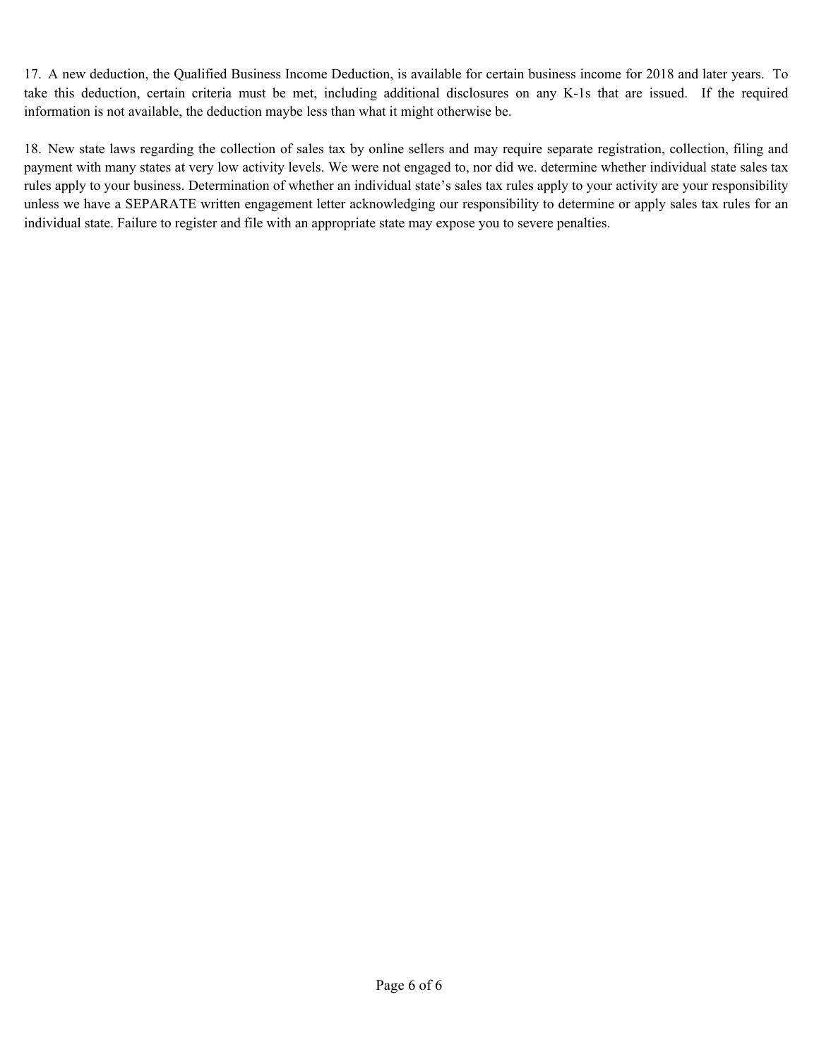17. A new deduction, the Qualified Business Income Deduction, is available for certain business income for 2018 and later years. To take this deduction, certain criteria must be met, including additional disclosures on any K-1s that are issued. If the required information is not available, the deduction maybe less than what it might otherwise be.

18. New state laws regarding the collection of sales tax by online sellers and may require separate registration, collection, filing and payment with many states at very low activity levels. We were not engaged to, nor did we. determine whether individual state sales tax rules apply to your business. Determination of whether an individual state's sales tax rules apply to your activity are your responsibility unless we have a SEPARATE written engagement letter acknowledging our responsibility to determine or apply sales tax rules for an individual state. Failure to register and file with an appropriate state may expose you to severe penalties.